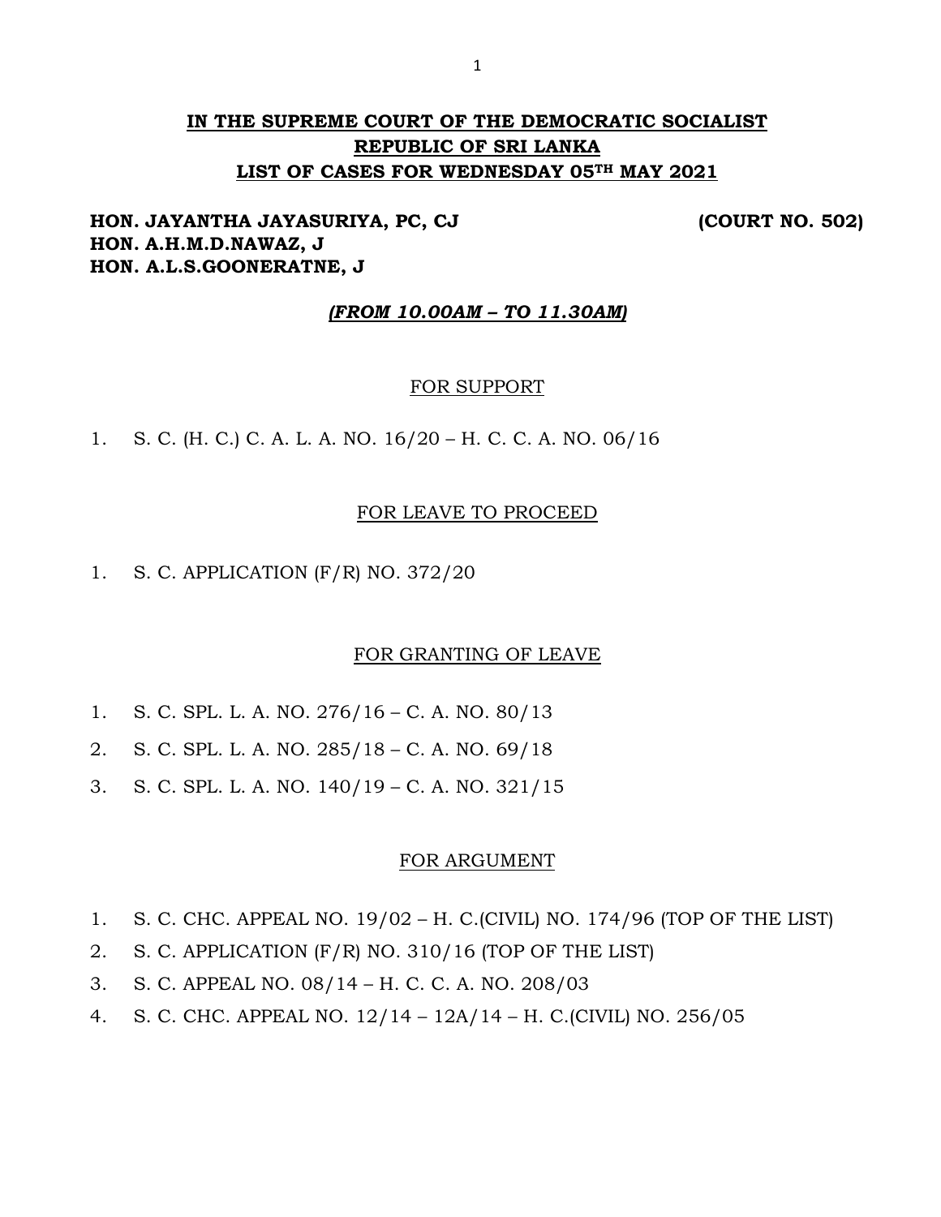# IN THE SUPREME COURT OF THE DEMOCRATIC SOCIALIST REPUBLIC OF SRI LANKA
## LIST OF CASES FOR WEDNESDAY 05TH MAY 2021

**HON. JAYANTHA JAYASURIYA, PC, CJ** **(COURT NO. 502)**
**HON. A.H.M.D.NAWAZ, J**
**HON. A.L.S.GOONERATNE, J**

***(FROM 10.00AM – TO 11.30AM)***

FOR SUPPORT

1. S. C. (H. C.) C. A. L. A. NO. 16/20 – H. C. C. A. NO. 06/16

FOR LEAVE TO PROCEED

1. S. C. APPLICATION (F/R) NO. 372/20

FOR GRANTING OF LEAVE

1. S. C. SPL. L. A. NO. 276/16 – C. A. NO. 80/13
2. S. C. SPL. L. A. NO. 285/18 – C. A. NO. 69/18
3. S. C. SPL. L. A. NO. 140/19 – C. A. NO. 321/15

FOR ARGUMENT

1. S. C. CHC. APPEAL NO. 19/02 – H. C.(CIVIL) NO. 174/96 (TOP OF THE LIST)
2. S. C. APPLICATION (F/R) NO. 310/16 (TOP OF THE LIST)
3. S. C. APPEAL NO. 08/14 – H. C. C. A. NO. 208/03
4. S. C. CHC. APPEAL NO. 12/14 – 12A/14 – H. C.(CIVIL) NO. 256/05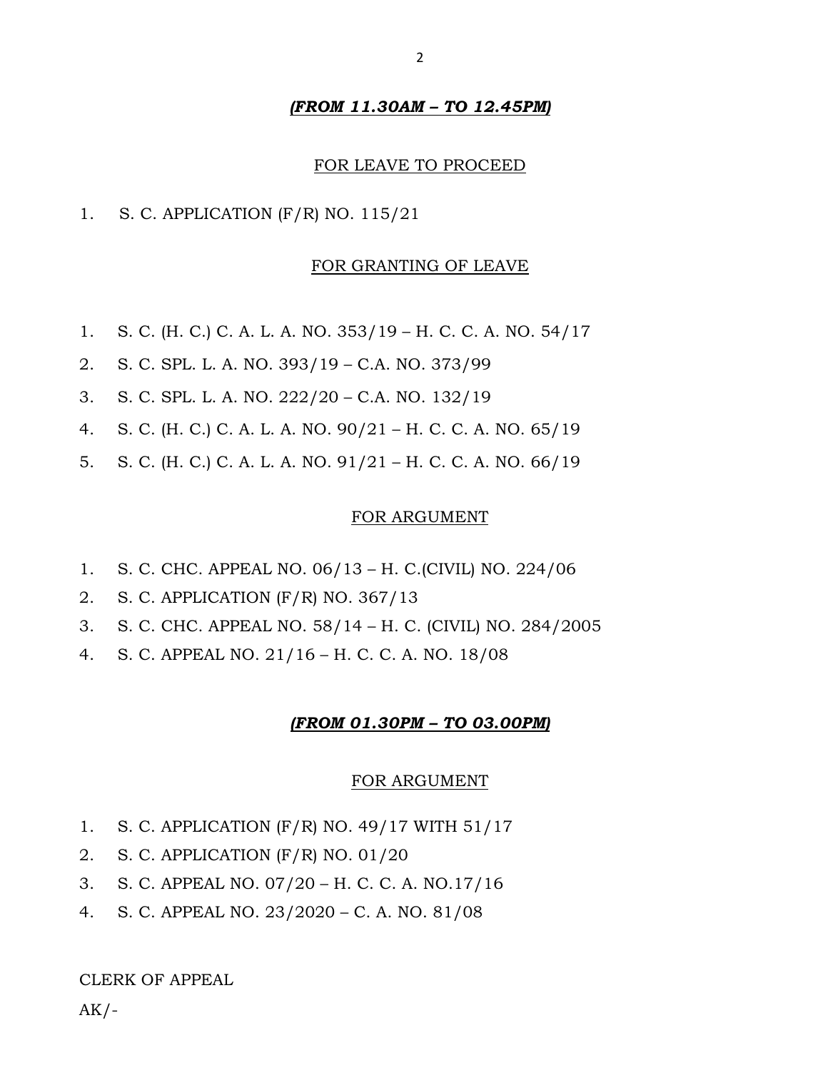***(FROM 11.30AM – TO 12.45PM)***

FOR LEAVE TO PROCEED

1. S. C. APPLICATION (F/R) NO. 115/21

FOR GRANTING OF LEAVE

1. S. C. (H. C.) C. A. L. A. NO. 353/19 – H. C. C. A. NO. 54/17
2. S. C. SPL. L. A. NO. 393/19 – C.A. NO. 373/99
3. S. C. SPL. L. A. NO. 222/20 – C.A. NO. 132/19
4. S. C. (H. C.) C. A. L. A. NO. 90/21 – H. C. C. A. NO. 65/19
5. S. C. (H. C.) C. A. L. A. NO. 91/21 – H. C. C. A. NO. 66/19

FOR ARGUMENT

1. S. C. CHC. APPEAL NO. 06/13 – H. C.(CIVIL) NO. 224/06
2. S. C. APPLICATION (F/R) NO. 367/13
3. S. C. CHC. APPEAL NO. 58/14 – H. C. (CIVIL) NO. 284/2005
4. S. C. APPEAL NO. 21/16 – H. C. C. A. NO. 18/08

***(FROM 01.30PM – TO 03.00PM)***

FOR ARGUMENT

1. S. C. APPLICATION (F/R) NO. 49/17 WITH 51/17
2. S. C. APPLICATION (F/R) NO. 01/20
3. S. C. APPEAL NO. 07/20 – H. C. C. A. NO.17/16
4. S. C. APPEAL NO. 23/2020 – C. A. NO. 81/08

CLERK OF APPEAL

AK/-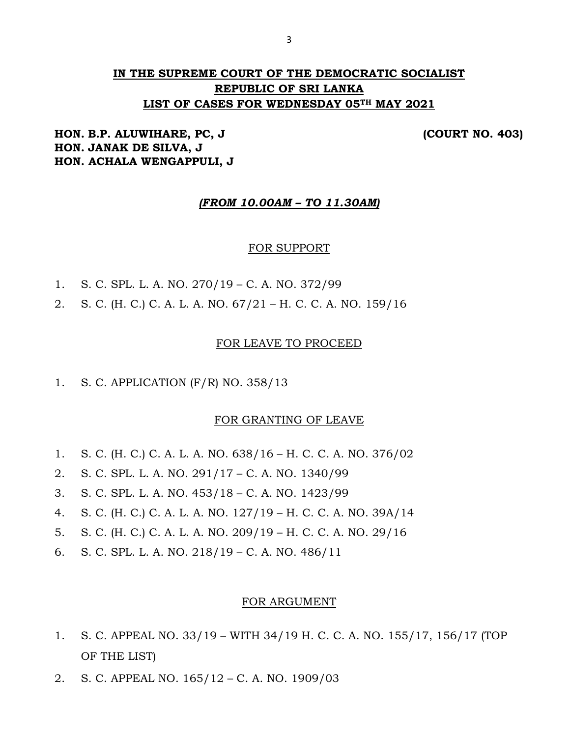# IN THE SUPREME COURT OF THE DEMOCRATIC SOCIALIST REPUBLIC OF SRI LANKA
# LIST OF CASES FOR WEDNESDAY 05TH MAY 2021

**HON. B.P. ALUWIHARE, PC, J** **(COURT NO. 403)**
**HON. JANAK DE SILVA, J**
**HON. ACHALA WENGAPPULI, J**

***(FROM 10.00AM – TO 11.30AM)***

## FOR SUPPORT

1. S. C. SPL. L. A. NO. 270/19 – C. A. NO. 372/99
2. S. C. (H. C.) C. A. L. A. NO. 67/21 – H. C. C. A. NO. 159/16

## FOR LEAVE TO PROCEED

1. S. C. APPLICATION (F/R) NO. 358/13

## FOR GRANTING OF LEAVE

1. S. C. (H. C.) C. A. L. A. NO. 638/16 – H. C. C. A. NO. 376/02
2. S. C. SPL. L. A. NO. 291/17 – C. A. NO. 1340/99
3. S. C. SPL. L. A. NO. 453/18 – C. A. NO. 1423/99
4. S. C. (H. C.) C. A. L. A. NO. 127/19 – H. C. C. A. NO. 39A/14
5. S. C. (H. C.) C. A. L. A. NO. 209/19 – H. C. C. A. NO. 29/16
6. S. C. SPL. L. A. NO. 218/19 – C. A. NO. 486/11

## FOR ARGUMENT

1. S. C. APPEAL NO. 33/19 – WITH 34/19 H. C. C. A. NO. 155/17, 156/17 (TOP OF THE LIST)
2. S. C. APPEAL NO. 165/12 – C. A. NO. 1909/03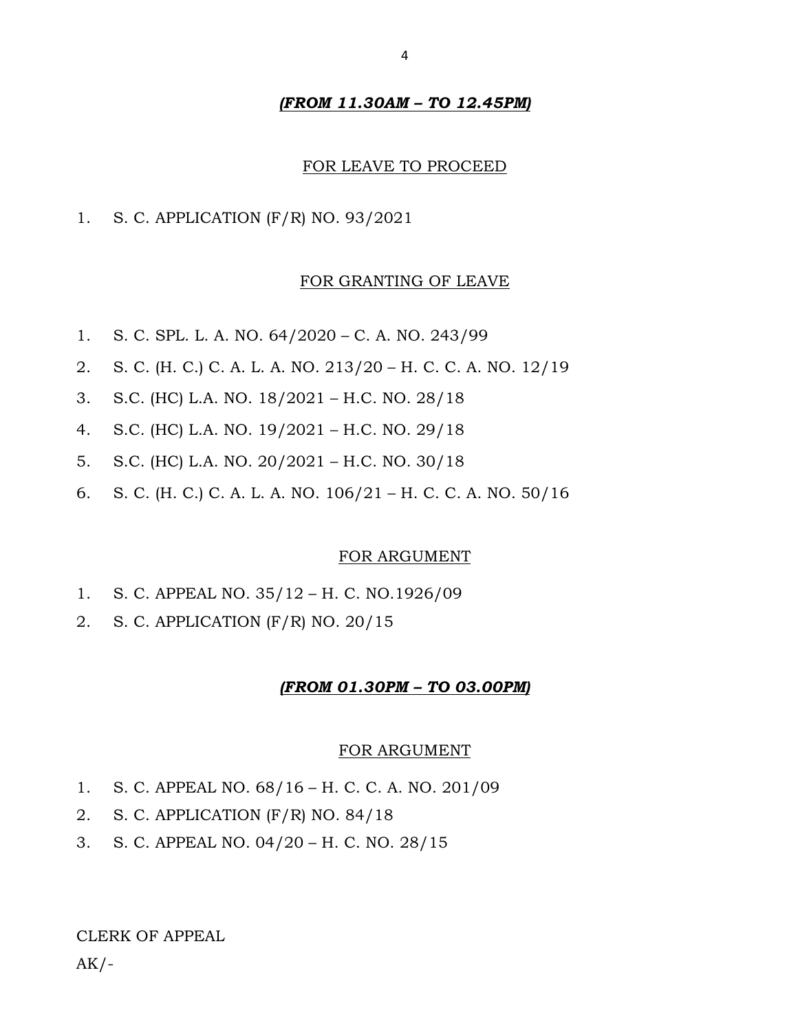***(FROM 11.30AM – TO 12.45PM)***

FOR LEAVE TO PROCEED

1. S. C. APPLICATION (F/R) NO. 93/2021

FOR GRANTING OF LEAVE

1. S. C. SPL. L. A. NO. 64/2020 – C. A. NO. 243/99
2. S. C. (H. C.) C. A. L. A. NO. 213/20 – H. C. C. A. NO. 12/19
3. S.C. (HC) L.A. NO. 18/2021 – H.C. NO. 28/18
4. S.C. (HC) L.A. NO. 19/2021 – H.C. NO. 29/18
5. S.C. (HC) L.A. NO. 20/2021 – H.C. NO. 30/18
6. S. C. (H. C.) C. A. L. A. NO. 106/21 – H. C. C. A. NO. 50/16

FOR ARGUMENT

1. S. C. APPEAL NO. 35/12 – H. C. NO.1926/09
2. S. C. APPLICATION (F/R) NO. 20/15

***(FROM 01.30PM – TO 03.00PM)***

FOR ARGUMENT

1. S. C. APPEAL NO. 68/16 – H. C. C. A. NO. 201/09
2. S. C. APPLICATION (F/R) NO. 84/18
3. S. C. APPEAL NO. 04/20 – H. C. NO. 28/15

CLERK OF APPEAL

AK/-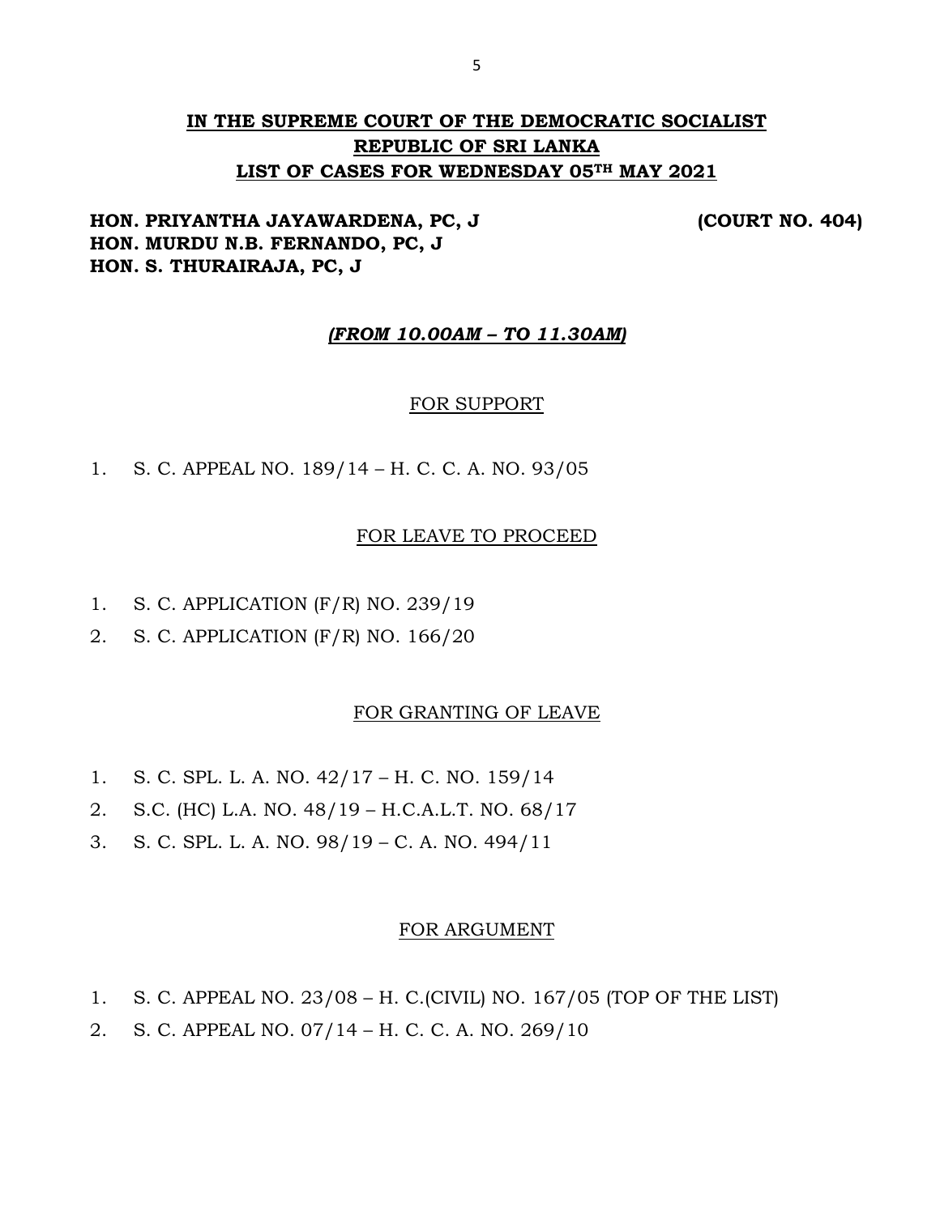**IN THE SUPREME COURT OF THE DEMOCRATIC SOCIALIST REPUBLIC OF SRI LANKA**
**LIST OF CASES FOR WEDNESDAY 05TH MAY 2021**

**HON. PRIYANTHA JAYAWARDENA, PC, J** **(COURT NO. 404)**
**HON. MURDU N.B. FERNANDO, PC, J**
**HON. S. THURAIRAJA, PC, J**

***(FROM 10.00AM – TO 11.30AM)***

FOR SUPPORT

1. S. C. APPEAL NO. 189/14 – H. C. C. A. NO. 93/05

FOR LEAVE TO PROCEED

1. S. C. APPLICATION (F/R) NO. 239/19
2. S. C. APPLICATION (F/R) NO. 166/20

FOR GRANTING OF LEAVE

1. S. C. SPL. L. A. NO. 42/17 – H. C. NO. 159/14
2. S.C. (HC) L.A. NO. 48/19 – H.C.A.L.T. NO. 68/17
3. S. C. SPL. L. A. NO. 98/19 – C. A. NO. 494/11

FOR ARGUMENT

1. S. C. APPEAL NO. 23/08 – H. C.(CIVIL) NO. 167/05 (TOP OF THE LIST)
2. S. C. APPEAL NO. 07/14 – H. C. C. A. NO. 269/10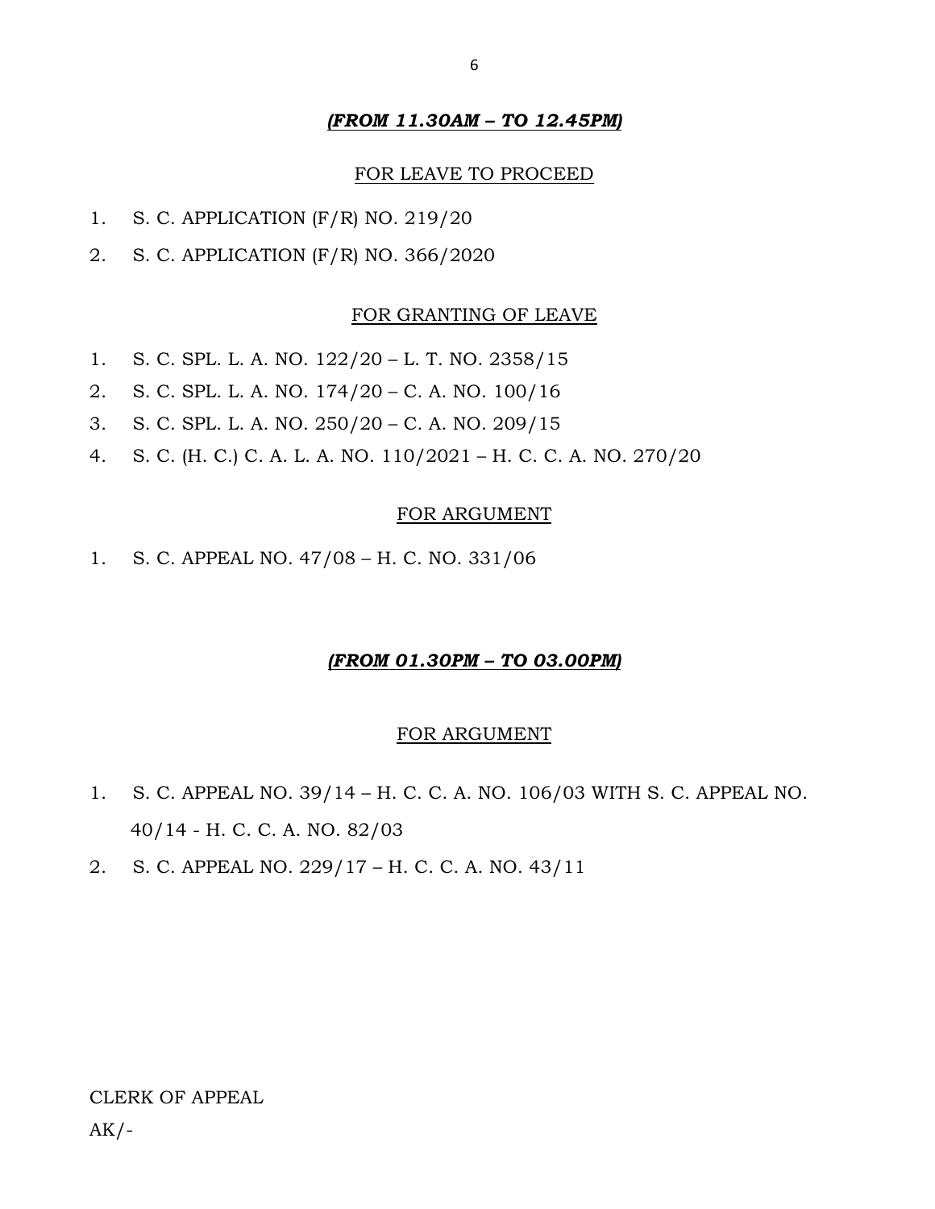***(FROM 11.30AM – TO 12.45PM)***

FOR LEAVE TO PROCEED

1. S. C. APPLICATION (F/R) NO. 219/20
2. S. C. APPLICATION (F/R) NO. 366/2020

FOR GRANTING OF LEAVE

1. S. C. SPL. L. A. NO. 122/20 – L. T. NO. 2358/15
2. S. C. SPL. L. A. NO. 174/20 – C. A. NO. 100/16
3. S. C. SPL. L. A. NO. 250/20 – C. A. NO. 209/15
4. S. C. (H. C.) C. A. L. A. NO. 110/2021 – H. C. C. A. NO. 270/20

FOR ARGUMENT

1. S. C. APPEAL NO. 47/08 – H. C. NO. 331/06

***(FROM 01.30PM – TO 03.00PM)***

FOR ARGUMENT

1. S. C. APPEAL NO. 39/14 – H. C. C. A. NO. 106/03 WITH S. C. APPEAL NO. 40/14 - H. C. C. A. NO. 82/03
2. S. C. APPEAL NO. 229/17 – H. C. C. A. NO. 43/11

CLERK OF APPEAL

AK/-